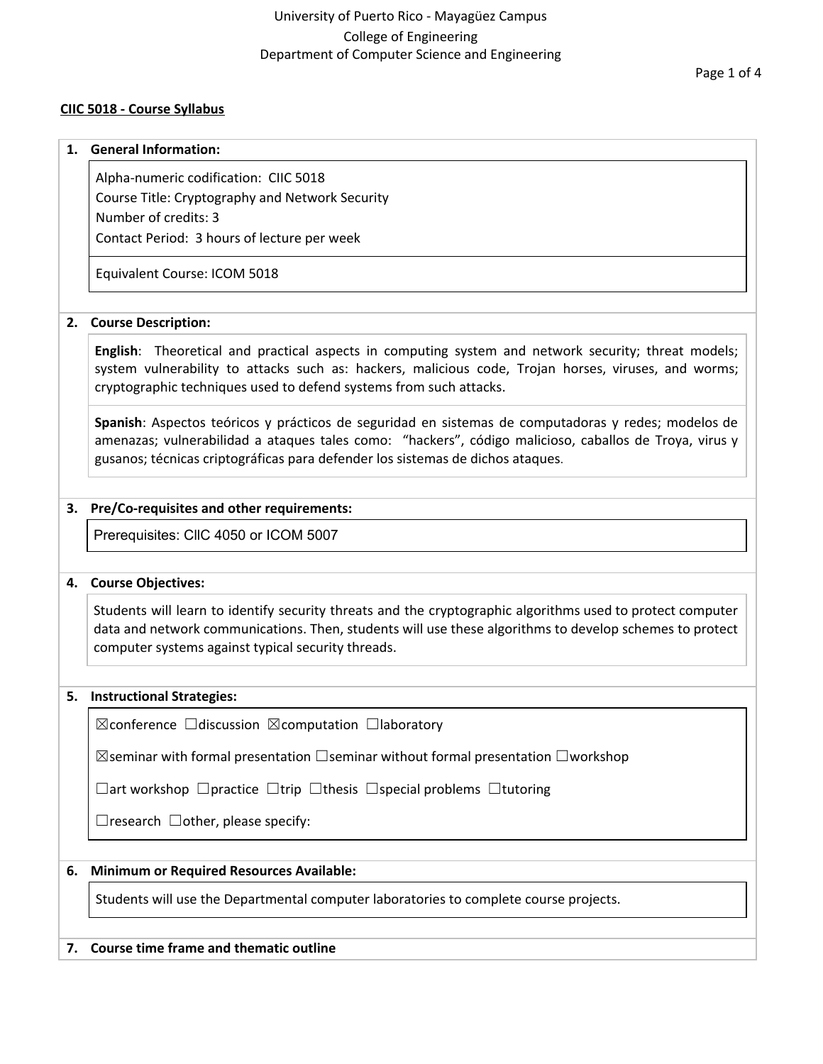University of Puerto Rico - Mayagüez Campus
College of Engineering
Department of Computer Science and Engineering

**CIIC 5018 - Course Syllabus**

## 1. General Information:

Alpha-numeric codification: CIIC 5018
Course Title: Cryptography and Network Security
Number of credits: 3
Contact Period: 3 hours of lecture per week

Equivalent Course: ICOM 5018

## 2. Course Description:

**English**: Theoretical and practical aspects in computing system and network security; threat models; system vulnerability to attacks such as: hackers, malicious code, Trojan horses, viruses, and worms; cryptographic techniques used to defend systems from such attacks.

**Spanish**: Aspectos teóricos y prácticos de seguridad en sistemas de computadoras y redes; modelos de amenazas; vulnerabilidad a ataques tales como: "hackers", código malicioso, caballos de Troya, virus y gusanos; técnicas criptográficas para defender los sistemas de dichos ataques.

## 3. Pre/Co-requisites and other requirements:

Prerequisites: CIIC 4050 or ICOM 5007

## 4. Course Objectives:

Students will learn to identify security threats and the cryptographic algorithms used to protect computer data and network communications. Then, students will use these algorithms to develop schemes to protect computer systems against typical security threads.

## 5. Instructional Strategies:

☒conference ☐discussion ☒computation ☐laboratory

☒seminar with formal presentation ☐seminar without formal presentation ☐workshop

☐art workshop ☐practice ☐trip ☐thesis ☐special problems ☐tutoring

☐research ☐other, please specify:

## 6. Minimum or Required Resources Available:

Students will use the Departmental computer laboratories to complete course projects.

## 7. Course time frame and thematic outline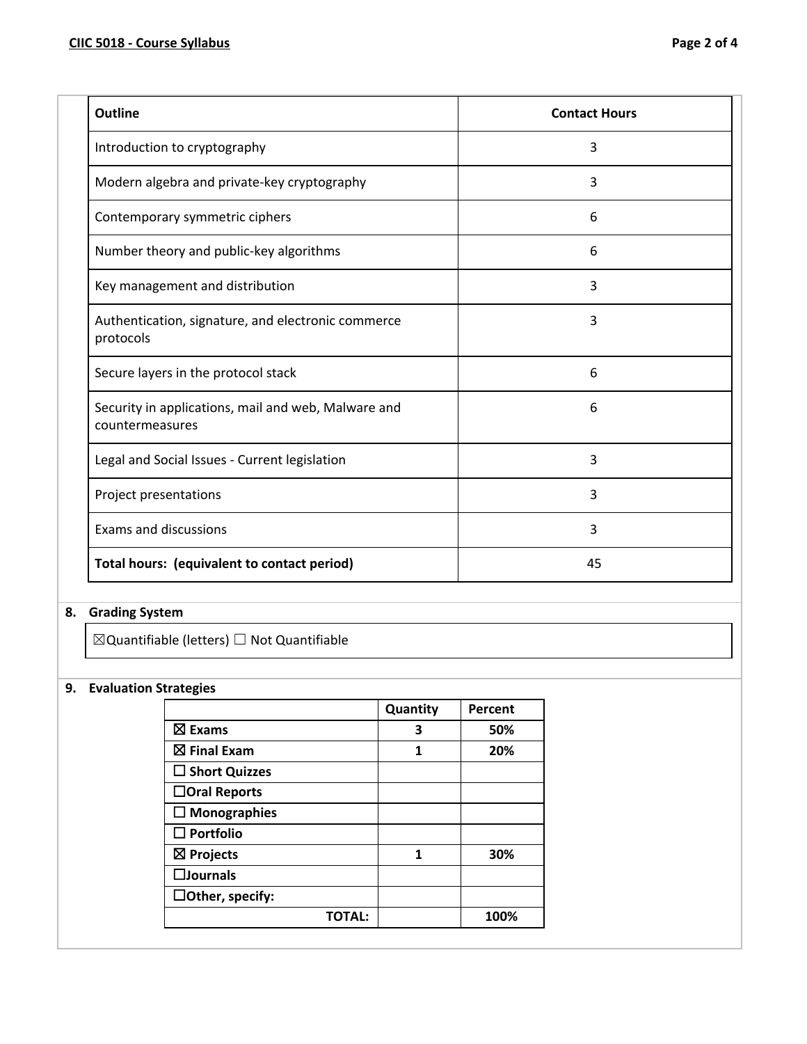| Outline | Contact Hours |
|---|---|
| Introduction to cryptography | 3 |
| Modern algebra and private-key cryptography | 3 |
| Contemporary symmetric ciphers | 6 |
| Number theory and public-key algorithms | 6 |
| Key management and distribution | 3 |
| Authentication, signature, and electronic commerce protocols | 3 |
| Secure layers in the protocol stack | 6 |
| Security in applications, mail and web, Malware and countermeasures | 6 |
| Legal and Social Issues - Current legislation | 3 |
| Project presentations | 3 |
| Exams and discussions | 3 |
| **Total hours: (equivalent to contact period)** | 45 |

## 8. Grading System

☒Quantifiable (letters) ☐ Not Quantifiable

## 9. Evaluation Strategies

| | Quantity | Percent |
|---|---|---|
| ☒ **Exams** | **3** | **50%** |
| ☒ **Final Exam** | **1** | **20%** |
| ☐ **Short Quizzes** | | |
| ☐**Oral Reports** | | |
| ☐ **Monographies** | | |
| ☐ **Portfolio** | | |
| ☒ **Projects** | **1** | **30%** |
| ☐**Journals** | | |
| ☐**Other, specify:** | | |
| **TOTAL:** | | **100%** |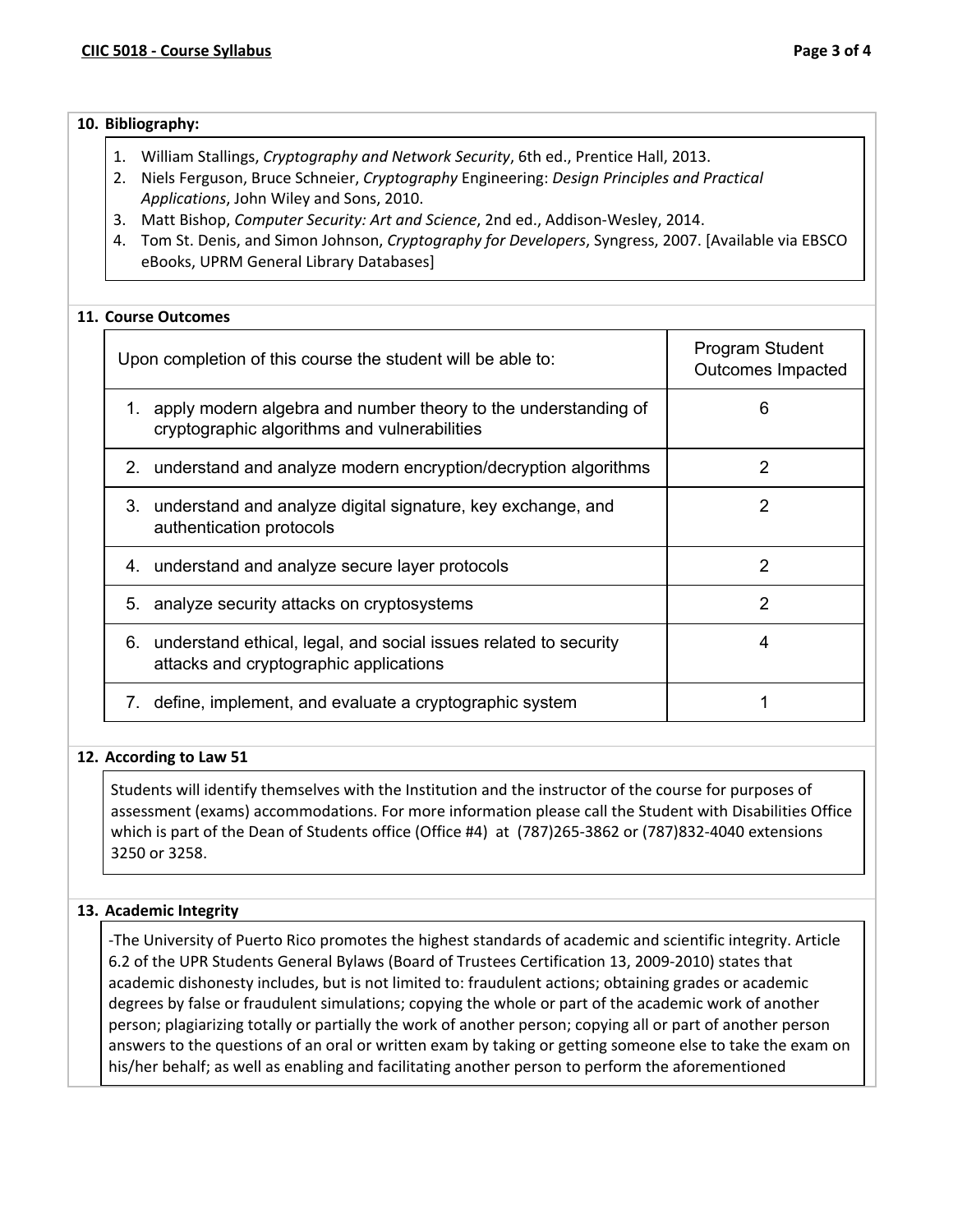### 10. Bibliography:

1. William Stallings, *Cryptography and Network Security*, 6th ed., Prentice Hall, 2013.
2. Niels Ferguson, Bruce Schneier, *Cryptography* Engineering: *Design Principles and Practical Applications*, John Wiley and Sons, 2010.
3. Matt Bishop, *Computer Security: Art and Science*, 2nd ed., Addison-Wesley, 2014.
4. Tom St. Denis, and Simon Johnson, *Cryptography for Developers*, Syngress, 2007. [Available via EBSCO eBooks, UPRM General Library Databases]

### 11. Course Outcomes

| Upon completion of this course the student will be able to: | Program Student Outcomes Impacted |
|---|---|
| 1. apply modern algebra and number theory to the understanding of cryptographic algorithms and vulnerabilities | 6 |
| 2. understand and analyze modern encryption/decryption algorithms | 2 |
| 3. understand and analyze digital signature, key exchange, and authentication protocols | 2 |
| 4. understand and analyze secure layer protocols | 2 |
| 5. analyze security attacks on cryptosystems | 2 |
| 6. understand ethical, legal, and social issues related to security attacks and cryptographic applications | 4 |
| 7. define, implement, and evaluate a cryptographic system | 1 |

### 12. According to Law 51

Students will identify themselves with the Institution and the instructor of the course for purposes of assessment (exams) accommodations. For more information please call the Student with Disabilities Office which is part of the Dean of Students office (Office #4) at (787)265-3862 or (787)832-4040 extensions 3250 or 3258.

### 13. Academic Integrity

-The University of Puerto Rico promotes the highest standards of academic and scientific integrity. Article 6.2 of the UPR Students General Bylaws (Board of Trustees Certification 13, 2009-2010) states that academic dishonesty includes, but is not limited to: fraudulent actions; obtaining grades or academic degrees by false or fraudulent simulations; copying the whole or part of the academic work of another person; plagiarizing totally or partially the work of another person; copying all or part of another person answers to the questions of an oral or written exam by taking or getting someone else to take the exam on his/her behalf; as well as enabling and facilitating another person to perform the aforementioned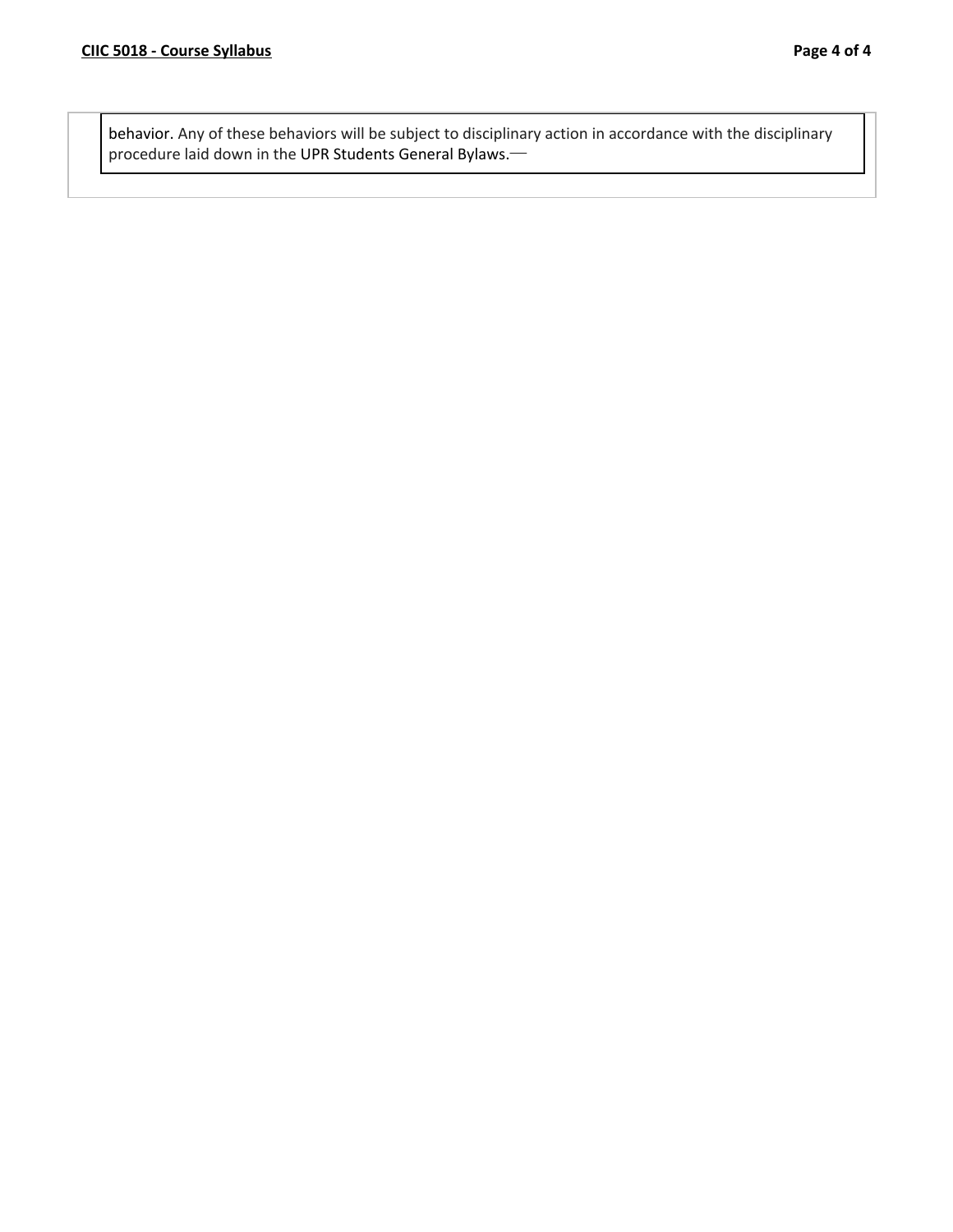behavior. Any of these behaviors will be subject to disciplinary action in accordance with the disciplinary procedure laid down in the UPR Students General Bylaws.